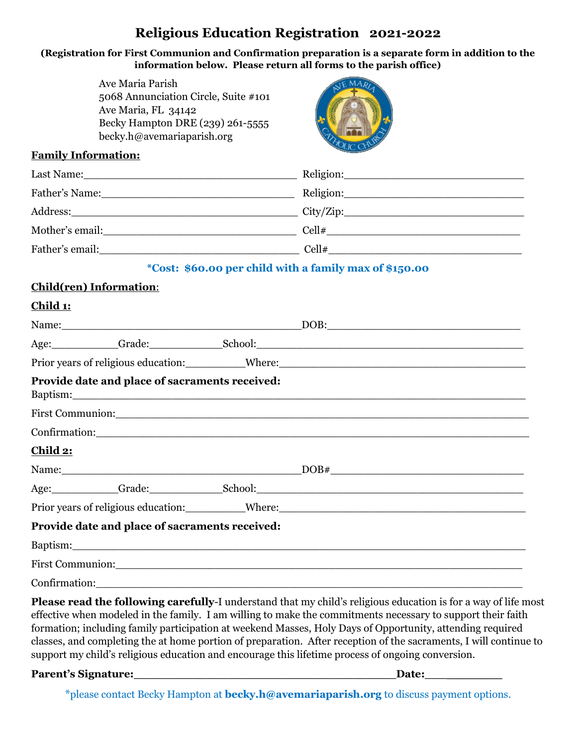# Religious Education Registration 2021-2022

**(Registration for First Communion and Confirmation preparation is a separate form in addition to the information below. Please return all forms to the parish office)**

Ave Maria Parish
5068 Annunciation Circle, Suite #101
Ave Maria, FL 34142
Becky Hampton DRE (239) 261-5555
becky.h@avemariaparish.org

**Family Information:**

Last Name:\_\_\_\_\_\_\_\_\_\_\_\_\_\_\_\_\_\_\_\_\_\_\_\_\_\_\_\_\_\_\_\_ Religion:\_\_\_\_\_\_\_\_\_\_\_\_\_\_\_\_\_\_\_\_\_\_\_\_\_\_\_\_

Father's Name:\_\_\_\_\_\_\_\_\_\_\_\_\_\_\_\_\_\_\_\_\_\_\_\_\_\_\_\_\_\_\_ Religion:\_\_\_\_\_\_\_\_\_\_\_\_\_\_\_\_\_\_\_\_\_\_\_\_\_\_\_\_

Address:\_\_\_\_\_\_\_\_\_\_\_\_\_\_\_\_\_\_\_\_\_\_\_\_\_\_\_\_\_\_\_\_\_\_\_ City/Zip:\_\_\_\_\_\_\_\_\_\_\_\_\_\_\_\_\_\_\_\_\_\_\_\_\_\_\_\_

Mother's email:\_\_\_\_\_\_\_\_\_\_\_\_\_\_\_\_\_\_\_\_\_\_\_\_\_\_\_\_\_\_ Cell#\_\_\_\_\_\_\_\_\_\_\_\_\_\_\_\_\_\_\_\_\_\_\_\_\_\_\_\_\_\_

Father's email:\_\_\_\_\_\_\_\_\_\_\_\_\_\_\_\_\_\_\_\_\_\_\_\_\_\_\_\_\_\_\_ Cell#\_\_\_\_\_\_\_\_\_\_\_\_\_\_\_\_\_\_\_\_\_\_\_\_\_\_\_\_\_\_

**\*Cost: $60.00 per child with a family max of $150.00**

**Child(ren) Information:**

**Child 1:**

Name:\_\_\_\_\_\_\_\_\_\_\_\_\_\_\_\_\_\_\_\_\_\_\_\_\_\_\_\_\_\_\_\_\_\_\_\_\_\_\_DOB:\_\_\_\_\_\_\_\_\_\_\_\_\_\_\_\_\_\_\_\_\_\_\_\_\_\_\_\_\_

Age:\_\_\_\_\_\_\_\_\_\_Grade:\_\_\_\_\_\_\_\_\_\_\_School:\_\_\_\_\_\_\_\_\_\_\_\_\_\_\_\_\_\_\_\_\_\_\_\_\_\_\_\_\_\_\_\_\_\_\_\_\_\_\_\_\_\_\_

Prior years of religious education:\_\_\_\_\_\_\_\_Where:\_\_\_\_\_\_\_\_\_\_\_\_\_\_\_\_\_\_\_\_\_\_\_\_\_\_\_\_\_\_\_\_\_\_\_\_\_\_\_

**Provide date and place of sacraments received:**

Baptism:\_\_\_\_\_\_\_\_\_\_\_\_\_\_\_\_\_\_\_\_\_\_\_\_\_\_\_\_\_\_\_\_\_\_\_\_\_\_\_\_\_\_\_\_\_\_\_\_\_\_\_\_\_\_\_\_\_\_\_\_\_\_\_\_\_\_\_\_\_\_

First Communion:\_\_\_\_\_\_\_\_\_\_\_\_\_\_\_\_\_\_\_\_\_\_\_\_\_\_\_\_\_\_\_\_\_\_\_\_\_\_\_\_\_\_\_\_\_\_\_\_\_\_\_\_\_\_\_\_\_\_\_\_\_\_\_

Confirmation:\_\_\_\_\_\_\_\_\_\_\_\_\_\_\_\_\_\_\_\_\_\_\_\_\_\_\_\_\_\_\_\_\_\_\_\_\_\_\_\_\_\_\_\_\_\_\_\_\_\_\_\_\_\_\_\_\_\_\_\_\_\_\_\_\_\_\_

**Child 2:**

Name:\_\_\_\_\_\_\_\_\_\_\_\_\_\_\_\_\_\_\_\_\_\_\_\_\_\_\_\_\_\_\_\_\_\_\_\_\_\_\_DOB#\_\_\_\_\_\_\_\_\_\_\_\_\_\_\_\_\_\_\_\_\_\_\_\_\_\_\_\_\_\_

Age:\_\_\_\_\_\_\_\_\_\_Grade:\_\_\_\_\_\_\_\_\_\_\_School:\_\_\_\_\_\_\_\_\_\_\_\_\_\_\_\_\_\_\_\_\_\_\_\_\_\_\_\_\_\_\_\_\_\_\_\_\_\_\_\_\_\_\_

Prior years of religious education:\_\_\_\_\_\_\_\_Where:\_\_\_\_\_\_\_\_\_\_\_\_\_\_\_\_\_\_\_\_\_\_\_\_\_\_\_\_\_\_\_\_\_\_\_\_\_\_\_

**Provide date and place of sacraments received:**

Baptism:\_\_\_\_\_\_\_\_\_\_\_\_\_\_\_\_\_\_\_\_\_\_\_\_\_\_\_\_\_\_\_\_\_\_\_\_\_\_\_\_\_\_\_\_\_\_\_\_\_\_\_\_\_\_\_\_\_\_\_\_\_\_\_\_\_\_\_\_\_\_

First Communion:\_\_\_\_\_\_\_\_\_\_\_\_\_\_\_\_\_\_\_\_\_\_\_\_\_\_\_\_\_\_\_\_\_\_\_\_\_\_\_\_\_\_\_\_\_\_\_\_\_\_\_\_\_\_\_\_\_\_\_\_\_\_

Confirmation:\_\_\_\_\_\_\_\_\_\_\_\_\_\_\_\_\_\_\_\_\_\_\_\_\_\_\_\_\_\_\_\_\_\_\_\_\_\_\_\_\_\_\_\_\_\_\_\_\_\_\_\_\_\_\_\_\_\_\_\_\_\_\_\_\_\_

**Please read the following carefully**-I understand that my child's religious education is for a way of life most effective when modeled in the family. I am willing to make the commitments necessary to support their faith formation; including family participation at weekend Masses, Holy Days of Opportunity, attending required classes, and completing the at home portion of preparation. After reception of the sacraments, I will continue to support my child's religious education and encourage this lifetime process of ongoing conversion.

**Parent's Signature:\_\_\_\_\_\_\_\_\_\_\_\_\_\_\_\_\_\_\_\_\_\_\_\_\_\_\_\_\_\_\_\_\_\_\_\_\_\_\_\_Date:\_\_\_\_\_\_\_\_\_\_\_**

\*please contact Becky Hampton at **becky.h@avemariaparish.org** to discuss payment options.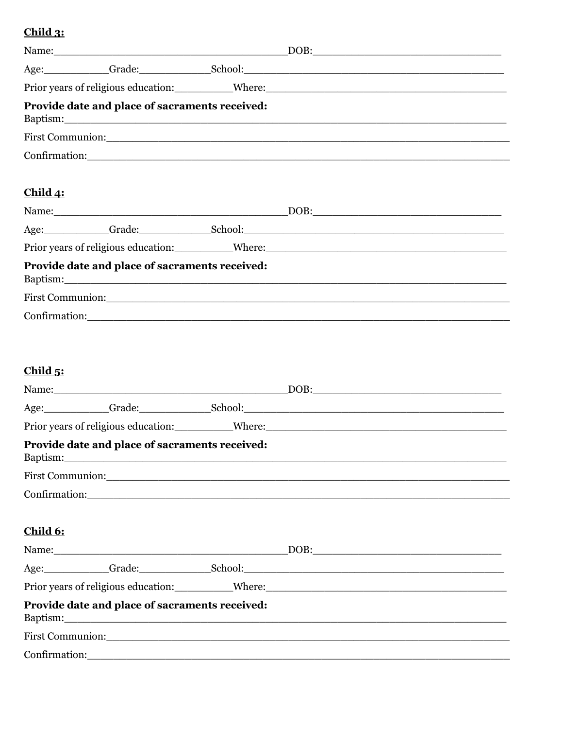**Child 3:**

Name:________________________________________DOB:________________________________

Age:__________Grade:___________School:____________________________________________

Prior years of religious education:_________Where:____________________________________

**Provide date and place of sacraments received:**
Baptism:___________________________________________________________________

First Communion:_____________________________________________________________

Confirmation:_________________________________________________________________

**Child 4:**

Name:________________________________________DOB:________________________________

Age:__________Grade:___________School:____________________________________________

Prior years of religious education:_________Where:____________________________________

**Provide date and place of sacraments received:**
Baptism:___________________________________________________________________

First Communion:_____________________________________________________________

Confirmation:_________________________________________________________________

**Child 5:**

Name:________________________________________DOB:________________________________

Age:__________Grade:___________School:____________________________________________

Prior years of religious education:_________Where:____________________________________

**Provide date and place of sacraments received:**
Baptism:___________________________________________________________________

First Communion:_____________________________________________________________

Confirmation:_________________________________________________________________

**Child 6:**

Name:________________________________________DOB:________________________________

Age:__________Grade:___________School:____________________________________________

Prior years of religious education:_________Where:____________________________________

**Provide date and place of sacraments received:**
Baptism:___________________________________________________________________

First Communion:_____________________________________________________________

Confirmation:_________________________________________________________________